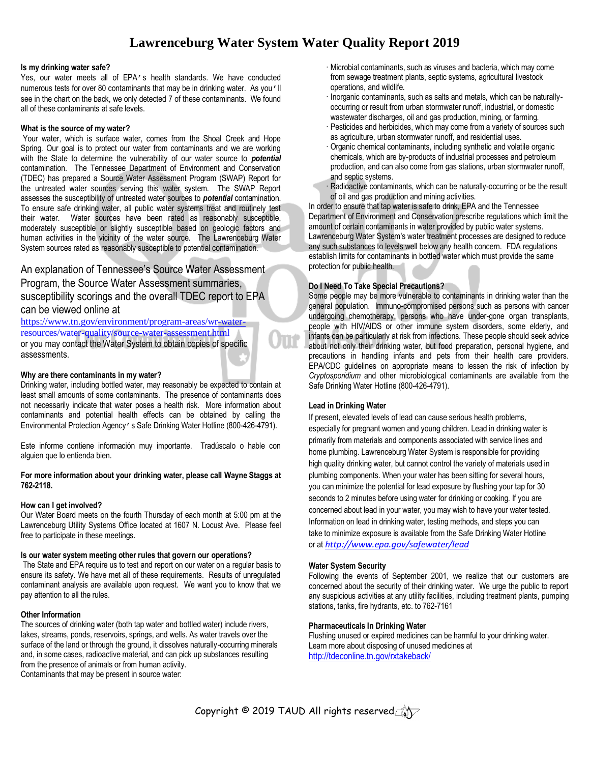# Lawrenceburg Water System Water Quality Report 2019

**Is my drinking water safe?**

Yes, our water meets all of EPA's health standards. We have conducted numerous tests for over 80 contaminants that may be in drinking water. As you'll see in the chart on the back, we only detected 7 of these contaminants. We found all of these contaminants at safe levels.

**What is the source of my water?**

Your water, which is surface water, comes from the Shoal Creek and Hope Spring. Our goal is to protect our water from contaminants and we are working with the State to determine the vulnerability of our water source to ***potential*** contamination. The Tennessee Department of Environment and Conservation (TDEC) has prepared a Source Water Assessment Program (SWAP) Report for the untreated water sources serving this water system. The SWAP Report assesses the susceptibility of untreated water sources to ***potential*** contamination. To ensure safe drinking water, all public water systems treat and routinely test their water. Water sources have been rated as reasonably susceptible, moderately susceptible or slightly susceptible based on geologic factors and human activities in the vicinity of the water source. The Lawrenceburg Water System sources rated as reasonably susceptible to potential contamination.

An explanation of Tennessee's Source Water Assessment Program, the Source Water Assessment summaries, susceptibility scorings and the overall TDEC report to EPA can be viewed online at https://www.tn.gov/environment/program-areas/wr-water-resources/water-quality/source-water-assessment.html or you may contact the Water System to obtain copies of specific assessments.

**Why are there contaminants in my water?**

Drinking water, including bottled water, may reasonably be expected to contain at least small amounts of some contaminants. The presence of contaminants does not necessarily indicate that water poses a health risk. More information about contaminants and potential health effects can be obtained by calling the Environmental Protection Agency's Safe Drinking Water Hotline (800-426-4791).

Este informe contiene información muy importante. Tradúscalo o hable con alguien que lo entienda bien.

**For more information about your drinking water, please call Wayne Staggs at 762-2118.**

**How can I get involved?**

Our Water Board meets on the fourth Thursday of each month at 5:00 pm at the Lawrenceburg Utility Systems Office located at 1607 N. Locust Ave. Please feel free to participate in these meetings.

**Is our water system meeting other rules that govern our operations?**

The State and EPA require us to test and report on our water on a regular basis to ensure its safety. We have met all of these requirements. Results of unregulated contaminant analysis are available upon request. We want you to know that we pay attention to all the rules.

**Other Information**

The sources of drinking water (both tap water and bottled water) include rivers, lakes, streams, ponds, reservoirs, springs, and wells. As water travels over the surface of the land or through the ground, it dissolves naturally-occurring minerals and, in some cases, radioactive material, and can pick up substances resulting from the presence of animals or from human activity.

Contaminants that may be present in source water:

- Microbial contaminants, such as viruses and bacteria, which may come from sewage treatment plants, septic systems, agricultural livestock operations, and wildlife.
- Inorganic contaminants, such as salts and metals, which can be naturally-occurring or result from urban stormwater runoff, industrial, or domestic wastewater discharges, oil and gas production, mining, or farming.
- Pesticides and herbicides, which may come from a variety of sources such as agriculture, urban stormwater runoff, and residential uses.
- Organic chemical contaminants, including synthetic and volatile organic chemicals, which are by-products of industrial processes and petroleum production, and can also come from gas stations, urban stormwater runoff, and septic systems.
- Radioactive contaminants, which can be naturally-occurring or be the result of oil and gas production and mining activities.

In order to ensure that tap water is safe to drink, EPA and the Tennessee Department of Environment and Conservation prescribe regulations which limit the amount of certain contaminants in water provided by public water systems. Lawrenceburg Water System's water treatment processes are designed to reduce any such substances to levels well below any health concern. FDA regulations establish limits for contaminants in bottled water which must provide the same protection for public health.

**Do I Need To Take Special Precautions?**

Some people may be more vulnerable to contaminants in drinking water than the general population. Immuno-compromised persons such as persons with cancer undergoing chemotherapy, persons who have under-gone organ transplants, people with HIV/AIDS or other immune system disorders, some elderly, and infants can be particularly at risk from infections. These people should seek advice about not only their drinking water, but food preparation, personal hygiene, and precautions in handling infants and pets from their health care providers. EPA/CDC guidelines on appropriate means to lessen the risk of infection by *Cryptosporidium* and other microbiological contaminants are available from the Safe Drinking Water Hotline (800-426-4791).

**Lead in Drinking Water**

If present, elevated levels of lead can cause serious health problems, especially for pregnant women and young children. Lead in drinking water is primarily from materials and components associated with service lines and home plumbing. Lawrenceburg Water System is responsible for providing high quality drinking water, but cannot control the variety of materials used in plumbing components. When your water has been sitting for several hours, you can minimize the potential for lead exposure by flushing your tap for 30 seconds to 2 minutes before using water for drinking or cooking. If you are concerned about lead in your water, you may wish to have your water tested. Information on lead in drinking water, testing methods, and steps you can take to minimize exposure is available from the Safe Drinking Water Hotline or at *http://www.epa.gov/safewater/lead*

**Water System Security**

Following the events of September 2001, we realize that our customers are concerned about the security of their drinking water. We urge the public to report any suspicious activities at any utility facilities, including treatment plants, pumping stations, tanks, fire hydrants, etc. to 762-7161

**Pharmaceuticals In Drinking Water**

Flushing unused or expired medicines can be harmful to your drinking water. Learn more about disposing of unused medicines at http://tdeconline.tn.gov/rxtakeback/

Copyright © 2019 TAUD All rights reserved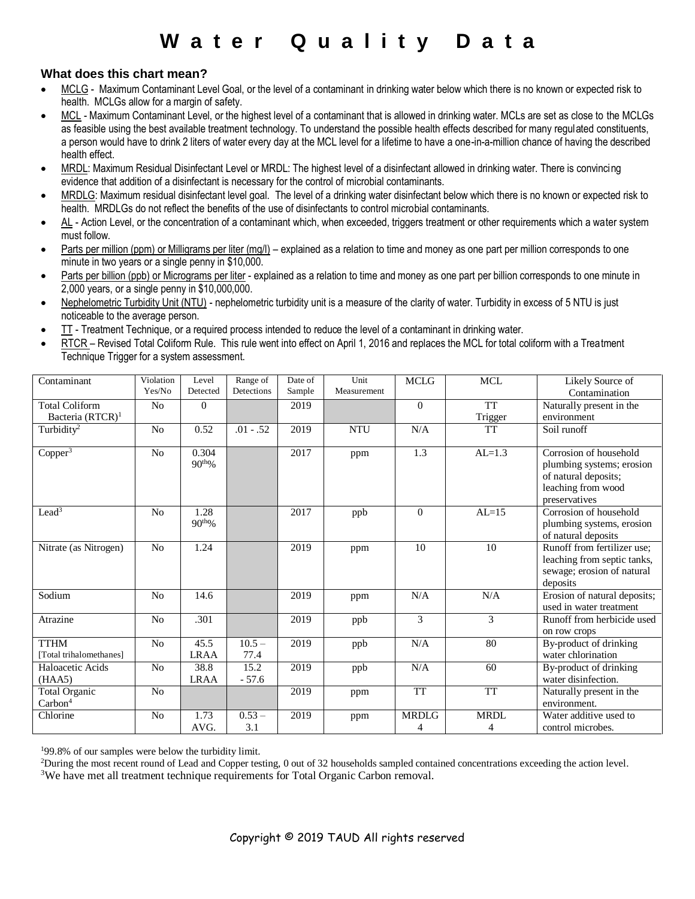# Water Quality Data

### What does this chart mean?

- MCLG - Maximum Contaminant Level Goal, or the level of a contaminant in drinking water below which there is no known or expected risk to health. MCLGs allow for a margin of safety.
- MCL - Maximum Contaminant Level, or the highest level of a contaminant that is allowed in drinking water. MCLs are set as close to the MCLGs as feasible using the best available treatment technology. To understand the possible health effects described for many regulated constituents, a person would have to drink 2 liters of water every day at the MCL level for a lifetime to have a one-in-a-million chance of having the described health effect.
- MRDL: Maximum Residual Disinfectant Level or MRDL: The highest level of a disinfectant allowed in drinking water. There is convincing evidence that addition of a disinfectant is necessary for the control of microbial contaminants.
- MRDLG: Maximum residual disinfectant level goal. The level of a drinking water disinfectant below which there is no known or expected risk to health. MRDLGs do not reflect the benefits of the use of disinfectants to control microbial contaminants.
- AL - Action Level, or the concentration of a contaminant which, when exceeded, triggers treatment or other requirements which a water system must follow.
- Parts per million (ppm) or Milligrams per liter (mg/l) – explained as a relation to time and money as one part per million corresponds to one minute in two years or a single penny in $10,000.
- Parts per billion (ppb) or Micrograms per liter - explained as a relation to time and money as one part per billion corresponds to one minute in 2,000 years, or a single penny in $10,000,000.
- Nephelometric Turbidity Unit (NTU) - nephelometric turbidity unit is a measure of the clarity of water. Turbidity in excess of 5 NTU is just noticeable to the average person.
- TT - Treatment Technique, or a required process intended to reduce the level of a contaminant in drinking water.
- RTCR – Revised Total Coliform Rule. This rule went into effect on April 1, 2016 and replaces the MCL for total coliform with a Treatment Technique Trigger for a system assessment.

| Contaminant | Violation Yes/No | Level Detected | Range of Detections | Date of Sample | Unit Measurement | MCLG | MCL | Likely Source of Contamination |
|---|---|---|---|---|---|---|---|---|
| Total Coliform Bacteria (RTCR)[1] | No | 0 | | 2019 | | 0 | TT Trigger | Naturally present in the environment |
| Turbidity[2] | No | 0.52 | .01 - .52 | 2019 | NTU | N/A | TT | Soil runoff |
| Copper[3] | No | 0.304 90th% | | 2017 | ppm | 1.3 | AL=1.3 | Corrosion of household plumbing systems; erosion of natural deposits; leaching from wood preservatives |
| Lead[3] | No | 1.28 90th% | | 2017 | ppb | 0 | AL=15 | Corrosion of household plumbing systems, erosion of natural deposits |
| Nitrate (as Nitrogen) | No | 1.24 | | 2019 | ppm | 10 | 10 | Runoff from fertilizer use; leaching from septic tanks, sewage; erosion of natural deposits |
| Sodium | No | 14.6 | | 2019 | ppm | N/A | N/A | Erosion of natural deposits; used in water treatment |
| Atrazine | No | .301 | | 2019 | ppb | 3 | 3 | Runoff from herbicide used on row crops |
| TTHM [Total trihalomethanes] | No | 45.5 LRAA | 10.5 – 77.4 | 2019 | ppb | N/A | 80 | By-product of drinking water chlorination |
| Haloacetic Acids (HAA5) | No | 38.8 LRAA | 15.2 - 57.6 | 2019 | ppb | N/A | 60 | By-product of drinking water disinfection. |
| Total Organic Carbon[4] | No | | | 2019 | ppm | TT | TT | Naturally present in the environment. |
| Chlorine | No | 1.73 AVG. | 0.53 – 3.1 | 2019 | ppm | MRDLG 4 | MRDL 4 | Water additive used to control microbes. |

[1]99.8% of our samples were below the turbidity limit.
[2]During the most recent round of Lead and Copper testing, 0 out of 32 households sampled contained concentrations exceeding the action level.
[3]We have met all treatment technique requirements for Total Organic Carbon removal.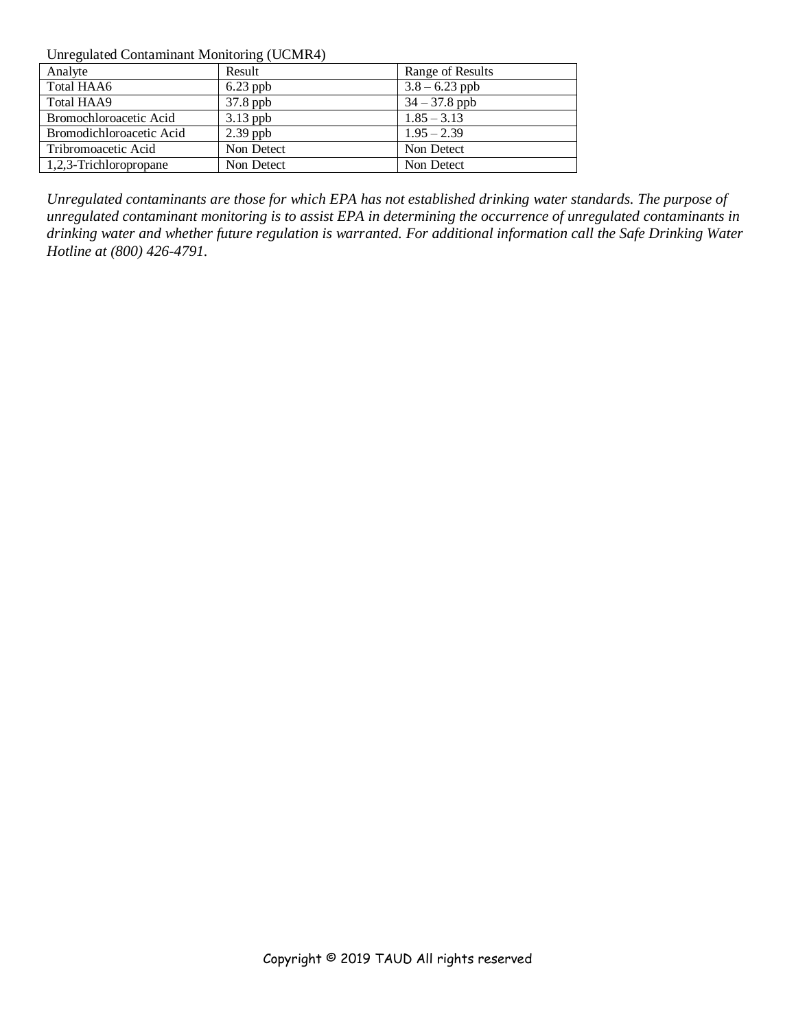Unregulated Contaminant Monitoring (UCMR4)

| Analyte | Result | Range of Results |
| --- | --- | --- |
| Total HAA6 | 6.23 ppb | 3.8 – 6.23 ppb |
| Total HAA9 | 37.8 ppb | 34 – 37.8 ppb |
| Bromochloroacetic Acid | 3.13 ppb | 1.85 – 3.13 |
| Bromodichloroacetic Acid | 2.39 ppb | 1.95 – 2.39 |
| Tribromoacetic Acid | Non Detect | Non Detect |
| 1,2,3-Trichloropropane | Non Detect | Non Detect |

*Unregulated contaminants are those for which EPA has not established drinking water standards. The purpose of unregulated contaminant monitoring is to assist EPA in determining the occurrence of unregulated contaminants in drinking water and whether future regulation is warranted. For additional information call the Safe Drinking Water Hotline at (800) 426-4791.*

Copyright © 2019 TAUD All rights reserved